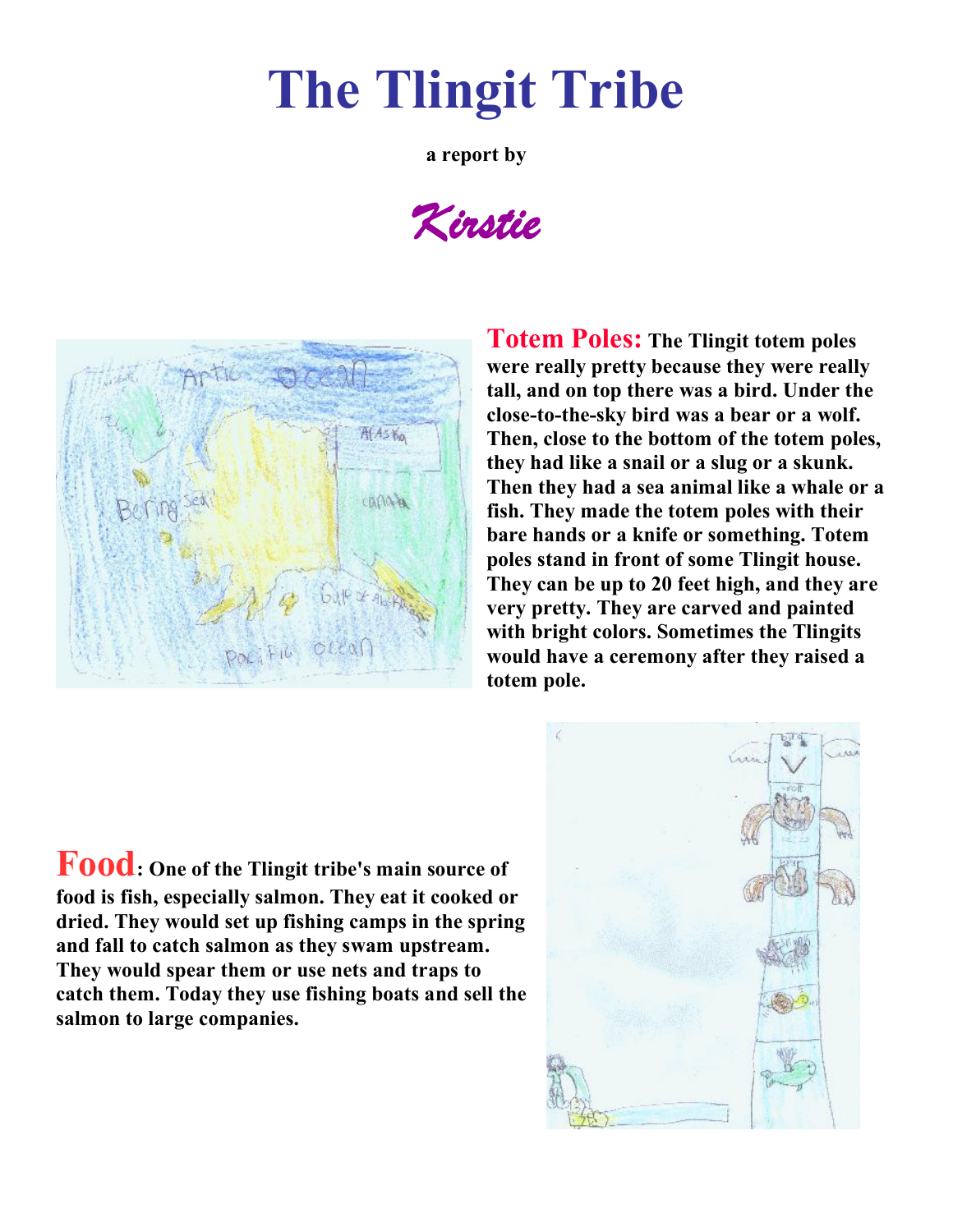# The Tlingit Tribe

**a report by**

*Kirstie*

**Totem Poles:** **The Tlingit totem poles were really pretty because they were really tall, and on top there was a bird. Under the close-to-the-sky bird was a bear or a wolf. Then, close to the bottom of the totem poles, they had like a snail or a slug or a skunk. Then they had a sea animal like a whale or a fish. They made the totem poles with their bare hands or a knife or something. Totem poles stand in front of some Tlingit house. They can be up to 20 feet high, and they are very pretty. They are carved and painted with bright colors. Sometimes the Tlingits would have a ceremony after they raised a totem pole.**

**Food**: **One of the Tlingit tribe's main source of food is fish, especially salmon. They eat it cooked or dried. They would set up fishing camps in the spring and fall to catch salmon as they swam upstream. They would spear them or use nets and traps to catch them. Today they use fishing boats and sell the salmon to large companies.**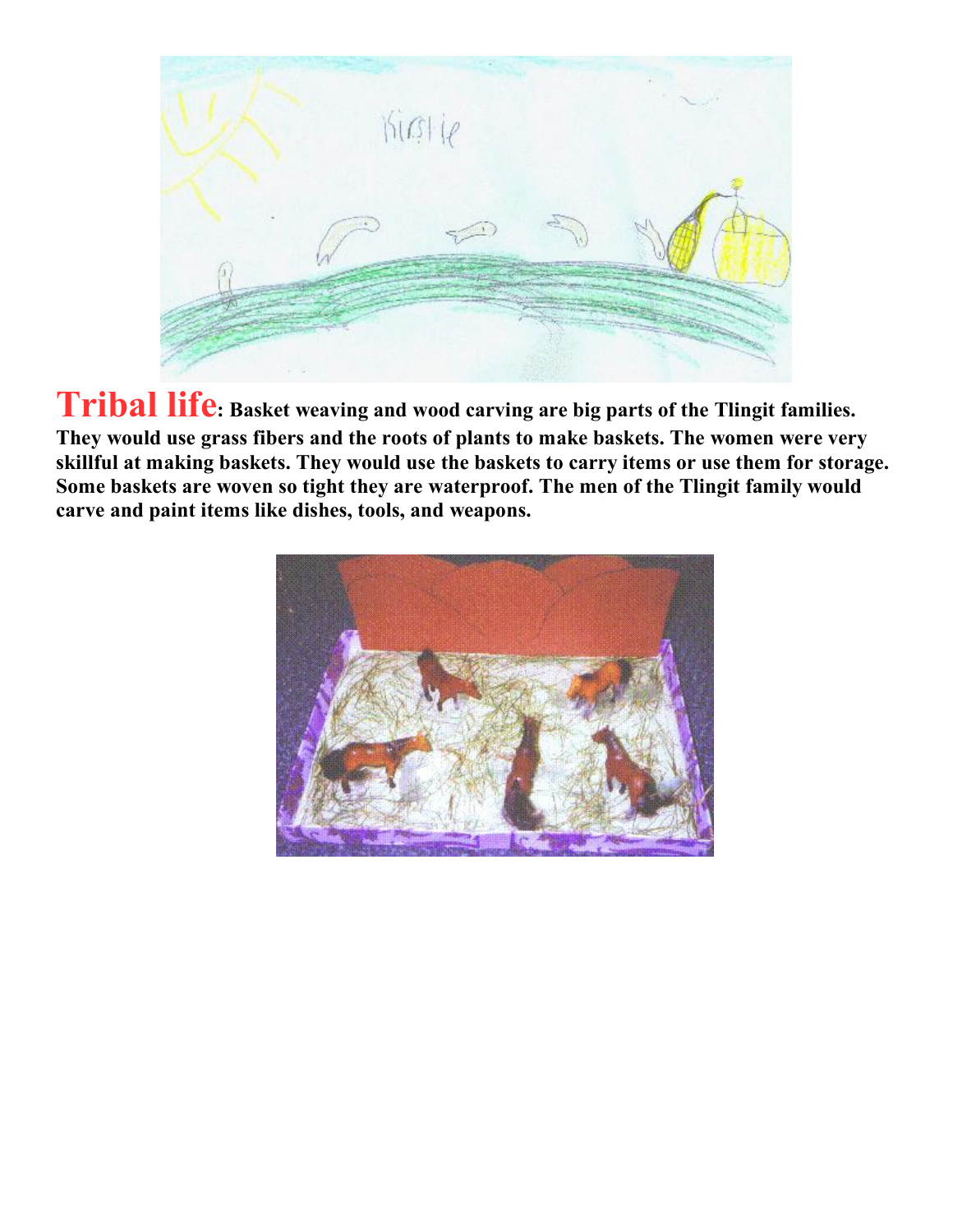**Tribal life: Basket weaving and wood carving are big parts of the Tlingit families. They would use grass fibers and the roots of plants to make baskets. The women were very skillful at making baskets. They would use the baskets to carry items or use them for storage. Some baskets are woven so tight they are waterproof. The men of the Tlingit family would carve and paint items like dishes, tools, and weapons.**